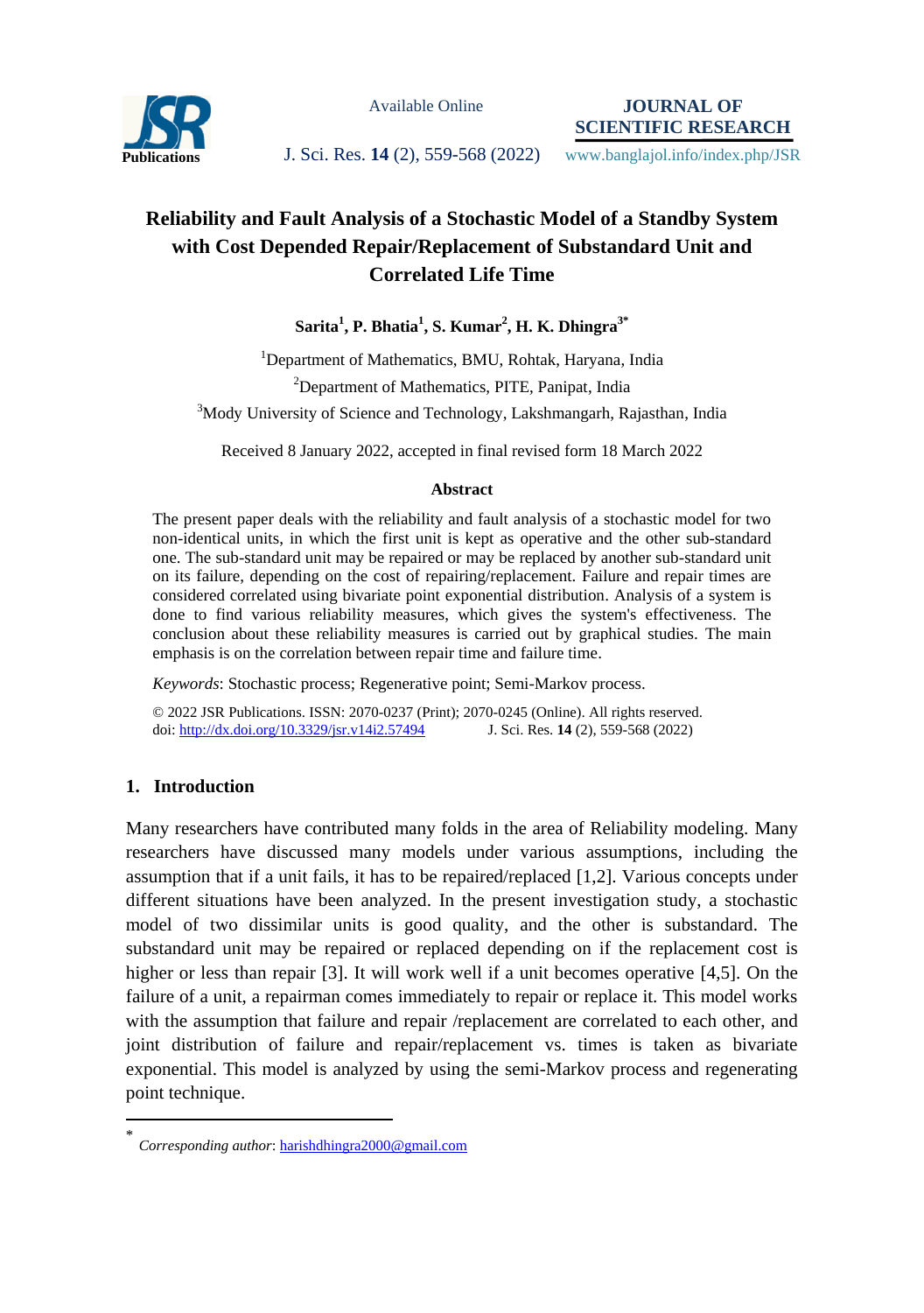# Reliability and Fault Analysis of a Stochastic Model of a Standby System with Cost Depended Repair/Replacement of Substandard Unit and Correlated Life Time

**Sarita[1], P. Bhatia[1], S. Kumar[2], H. K. Dhingra[3*]**

[1]Department of Mathematics, BMU, Rohtak, Haryana, India

[2]Department of Mathematics, PITE, Panipat, India

[3]Mody University of Science and Technology, Lakshmangarh, Rajasthan, India

Received 8 January 2022, accepted in final revised form 18 March 2022

### Abstract

The present paper deals with the reliability and fault analysis of a stochastic model for two non-identical units, in which the first unit is kept as operative and the other sub-standard one. The sub-standard unit may be repaired or may be replaced by another sub-standard unit on its failure, depending on the cost of repairing/replacement. Failure and repair times are considered correlated using bivariate point exponential distribution. Analysis of a system is done to find various reliability measures, which gives the system's effectiveness. The conclusion about these reliability measures is carried out by graphical studies. The main emphasis is on the correlation between repair time and failure time.

*Keywords*: Stochastic process; Regenerative point; Semi-Markov process.

© 2022 JSR Publications. ISSN: 2070-0237 (Print); 2070-0245 (Online). All rights reserved.
doi: http://dx.doi.org/10.3329/jsr.v14i2.57494 J. Sci. Res. **14** (2), 559-568 (2022)

## 1. Introduction

Many researchers have contributed many folds in the area of Reliability modeling. Many researchers have discussed many models under various assumptions, including the assumption that if a unit fails, it has to be repaired/replaced [1,2]. Various concepts under different situations have been analyzed. In the present investigation study, a stochastic model of two dissimilar units is good quality, and the other is substandard. The substandard unit may be repaired or replaced depending on if the replacement cost is higher or less than repair [3]. It will work well if a unit becomes operative [4,5]. On the failure of a unit, a repairman comes immediately to repair or replace it. This model works with the assumption that failure and repair /replacement are correlated to each other, and joint distribution of failure and repair/replacement vs. times is taken as bivariate exponential. This model is analyzed by using the semi-Markov process and regenerating point technique.

---

[*] *Corresponding author*: harishdhingra2000@gmail.com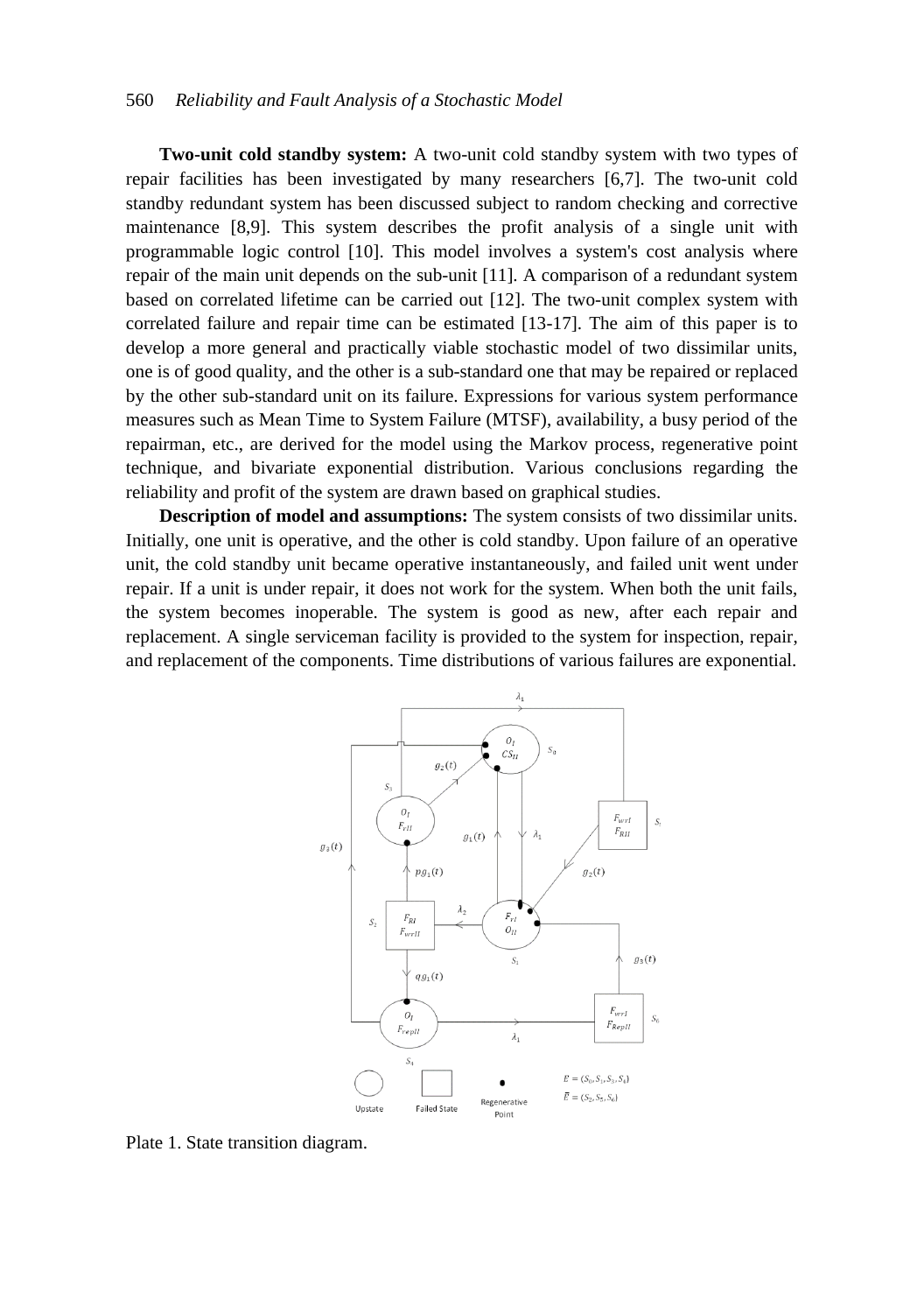**Two-unit cold standby system:** A two-unit cold standby system with two types of repair facilities has been investigated by many researchers [6,7]. The two-unit cold standby redundant system has been discussed subject to random checking and corrective maintenance [8,9]. This system describes the profit analysis of a single unit with programmable logic control [10]. This model involves a system's cost analysis where repair of the main unit depends on the sub-unit [11]. A comparison of a redundant system based on correlated lifetime can be carried out [12]. The two-unit complex system with correlated failure and repair time can be estimated [13-17]. The aim of this paper is to develop a more general and practically viable stochastic model of two dissimilar units, one is of good quality, and the other is a sub-standard one that may be repaired or replaced by the other sub-standard unit on its failure. Expressions for various system performance measures such as Mean Time to System Failure (MTSF), availability, a busy period of the repairman, etc., are derived for the model using the Markov process, regenerative point technique, and bivariate exponential distribution. Various conclusions regarding the reliability and profit of the system are drawn based on graphical studies.

**Description of model and assumptions:** The system consists of two dissimilar units. Initially, one unit is operative, and the other is cold standby. Upon failure of an operative unit, the cold standby unit became operative instantaneously, and failed unit went under repair. If a unit is under repair, it does not work for the system. When both the unit fails, the system becomes inoperable. The system is good as new, after each repair and replacement. A single serviceman facility is provided to the system for inspection, repair, and replacement of the components. Time distributions of various failures are exponential.

$\lambda_1$

$O_I$
$CS_{II}$
$S_0$

$g_2(t)$

$S_3$

$O_I$
$F_{rII}$

$g_1(t)$

$\lambda_1$

$F_{wrI}$
$F_{RII}$
$S_5$

$g_3(t)$

$pg_1(t)$

$g_2(t)$

$\lambda_2$

$S_2$

$F_{RI}$
$F_{wrII}$

$F_{rI}$
$O_{II}$

$S_1$

$g_3(t)$

$qg_1(t)$

$O_I$
$F_{repII}$

$\lambda_1$

$F_{wrI}$
$F_{RepII}$
$S_6$

$S_4$

Upstate

Failed State

Regenerative Point

$E = (S_0, S_1, S_3, S_4)$

$\bar{E} = (S_2, S_5, S_6)$

Plate 1. State transition diagram.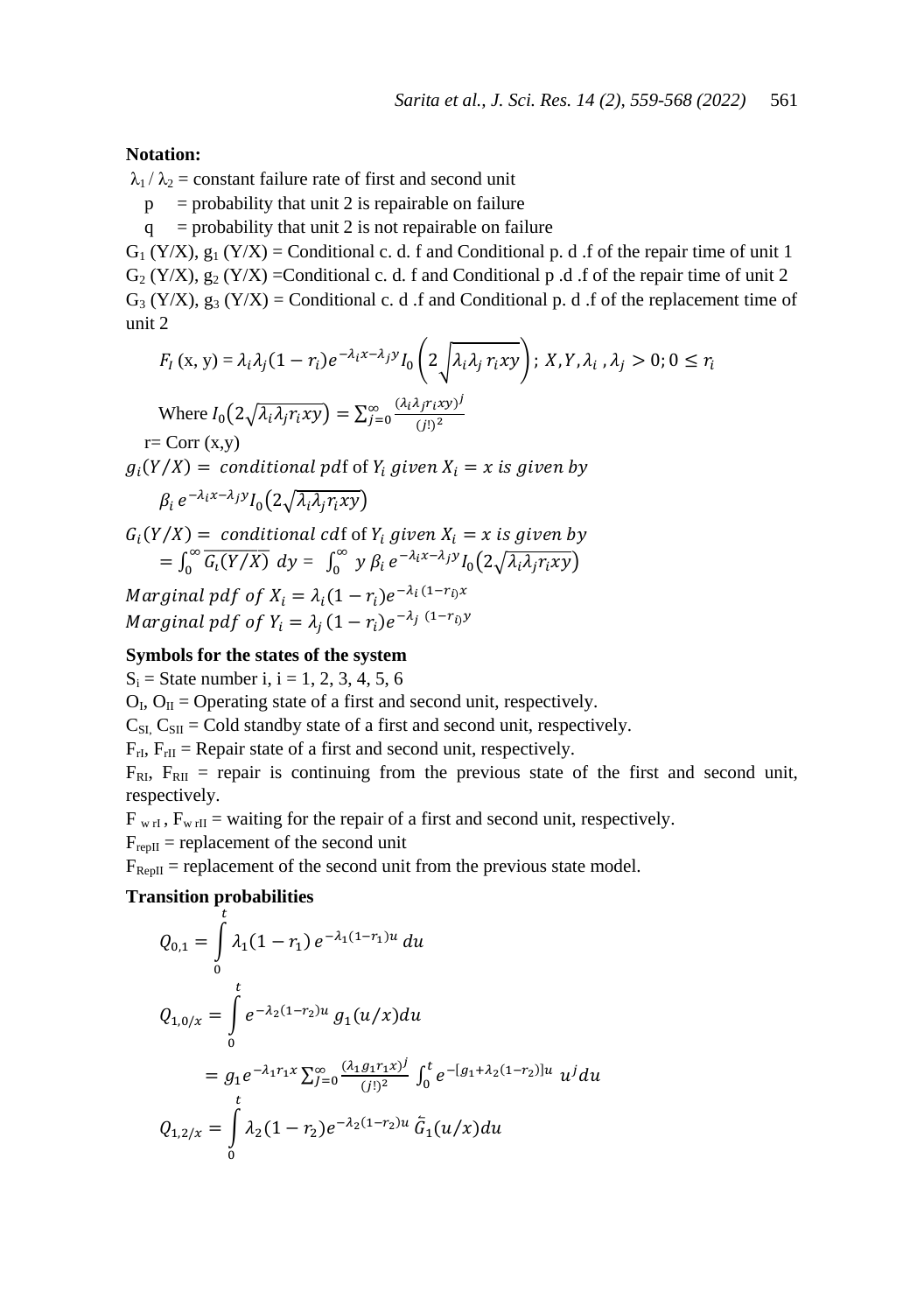**Notation:**

$\lambda_1$ / $\lambda_2$ = constant failure rate of first and second unit

p = probability that unit 2 is repairable on failure

q = probability that unit 2 is not repairable on failure

$G_1$ (Y/X), $g_1$ (Y/X) = Conditional c. d. f and Conditional p. d .f of the repair time of unit 1

$G_2$ (Y/X), $g_2$ (Y/X) =Conditional c. d. f and Conditional p .d .f of the repair time of unit 2

$G_3$ (Y/X), $g_3$ (Y/X) = Conditional c. d .f and Conditional p. d .f of the replacement time of unit 2

$$F_I\,(x, y) = \lambda_i \lambda_j (1 - r_i) e^{-\lambda_i x - \lambda_j y} I_0\left(2\sqrt{\lambda_i \lambda_j\, r_i xy}\right);\; X, Y, \lambda_i\,, \lambda_j > 0; 0 \leq r_i$$

Where $I_0\left(2\sqrt{\lambda_i \lambda_j r_i xy}\right) = \sum_{j=0}^{\infty} \frac{(\lambda_i \lambda_j r_i xy)^j}{(j!)^2}$

r= Corr (x,y)

$g_i(Y/X) =$ *conditional pdf of* $Y_i$ *given* $X_i = x$ *is given by*

$$\beta_i\, e^{-\lambda_i x - \lambda_j y} I_0\left(2\sqrt{\lambda_i \lambda_j r_i xy}\right)$$

$G_i(Y/X) =$ *conditional cdf of* $Y_i$ *given* $X_i = x$ *is given by*

$$= \int_0^{\infty} \overline{G_i(Y/X)}\; dy = \int_0^{\infty} y\, \beta_i\, e^{-\lambda_i x - \lambda_j y} I_0\left(2\sqrt{\lambda_i \lambda_j r_i xy}\right)$$

*Marginal pdf of* $X_i = \lambda_i (1 - r_i) e^{-\lambda_i (1 - r_i) x}$

*Marginal pdf of* $Y_i = \lambda_j\, (1 - r_i) e^{-\lambda_j\, (1 - r_i) y}$

**Symbols for the states of the system**

$S_i$ = State number i, i = 1, 2, 3, 4, 5, 6

$O_I$, $O_{II}$ = Operating state of a first and second unit, respectively.

$C_{SI}$, $C_{SII}$ = Cold standby state of a first and second unit, respectively.

$F_{rI}$, $F_{rII}$ = Repair state of a first and second unit, respectively.

$F_{RI}$, $F_{RII}$ = repair is continuing from the previous state of the first and second unit, respectively.

$F_{w\,rI}$, $F_{w\,rII}$ = waiting for the repair of a first and second unit, respectively.

$F_{repII}$ = replacement of the second unit

$F_{RepII}$ = replacement of the second unit from the previous state model.

**Transition probabilities**

$$Q_{0,1} = \int_0^t \lambda_1 (1 - r_1)\, e^{-\lambda_1 (1 - r_1) u}\, du$$

$$Q_{1,0/x} = \int_0^t e^{-\lambda_2 (1 - r_2) u}\, g_1(u/x) du$$

$$= g_1 e^{-\lambda_1 r_1 x} \sum_{J=0}^{\infty} \frac{(\lambda_1 g_1 r_1 x)^j}{(j!)^2} \int_0^t e^{-[g_1 + \lambda_2 (1 - r_2)] u}\; u^j du$$

$$Q_{1,2/x} = \int_0^t \lambda_2 (1 - r_2) e^{-\lambda_2 (1 - r_2) u}\, \bar{G}_1(u/x) du$$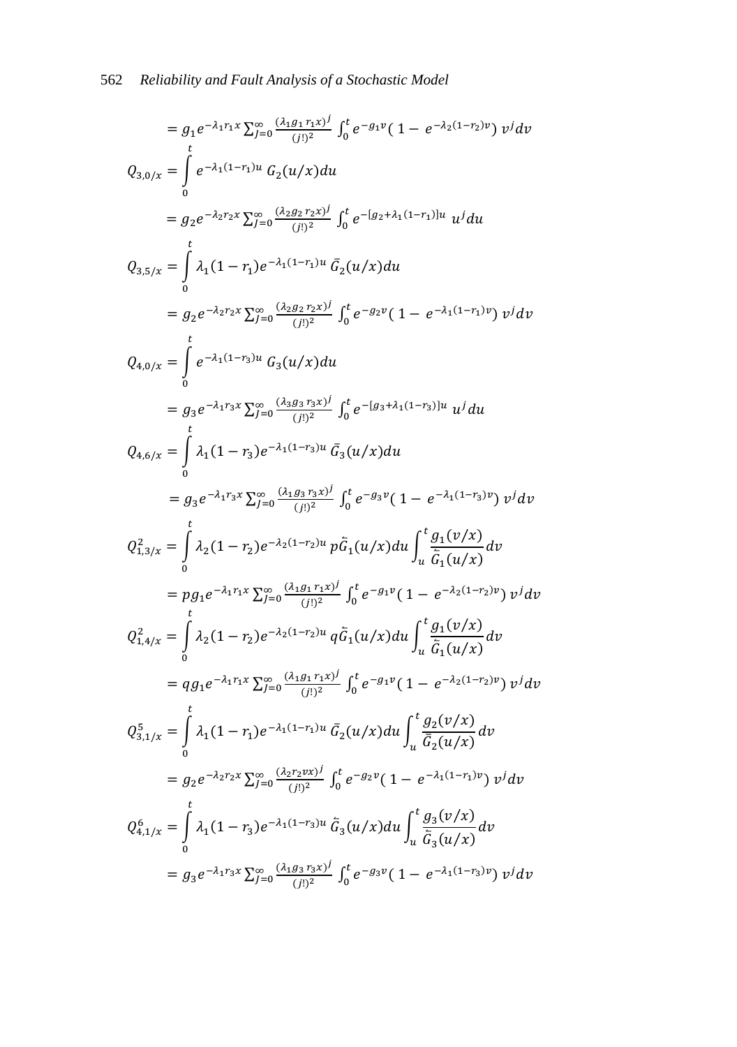$$= g_1 e^{-\lambda_1 r_1 x} \sum_{J=0}^{\infty} \frac{(\lambda_1 g_1 r_1 x)^j}{(j!)^2} \int_0^t e^{-g_1 v}(\, 1 - \, e^{-\lambda_2 (1-r_2) v})\, v^j dv$$

$$Q_{3,0/x} = \int_0^t e^{-\lambda_1 (1-r_1) u}\, G_2(u/x) du$$

$$= g_2 e^{-\lambda_2 r_2 x} \sum_{J=0}^{\infty} \frac{(\lambda_2 g_2\, r_2 x)^j}{(j!)^2} \int_0^t e^{-[g_2 + \lambda_1 (1-r_1)] u}\; u^j du$$

$$Q_{3,5/x} = \int_0^t \lambda_1 (1 - r_1) e^{-\lambda_1 (1-r_1) u}\, \bar{G}_2(u/x) du$$

$$= g_2 e^{-\lambda_2 r_2 x} \sum_{J=0}^{\infty} \frac{(\lambda_2 g_2\, r_2 x)^j}{(j!)^2} \int_0^t e^{-g_2 v}(\, 1 - \, e^{-\lambda_1 (1-r_1) v})\, v^j dv$$

$$Q_{4,0/x} = \int_0^t e^{-\lambda_1 (1-r_3) u}\, G_3(u/x) du$$

$$= g_3 e^{-\lambda_1 r_3 x} \sum_{J=0}^{\infty} \frac{(\lambda_3 g_3\, r_3 x)^j}{(j!)^2} \int_0^t e^{-[g_3 + \lambda_1 (1-r_3)] u}\; u^j du$$

$$Q_{4,6/x} = \int_0^t \lambda_1 (1 - r_3) e^{-\lambda_1 (1-r_3) u}\, \bar{G}_3(u/x) du$$

$$= g_3 e^{-\lambda_1 r_3 x} \sum_{J=0}^{\infty} \frac{(\lambda_1 g_3\, r_3 x)^j}{(j!)^2} \int_0^t e^{-g_3 v}(\, 1 - \, e^{-\lambda_1 (1-r_3) v})\, v^j dv$$

$$Q_{1,3/x}^{2} = \int_0^t \lambda_2 (1 - r_2) e^{-\lambda_2 (1-r_2) u}\, p\bar{G}_1(u/x) du \int_u^t \frac{g_1(v/x)}{\bar{G}_1(u/x)} dv$$

$$= p g_1 e^{-\lambda_1 r_1 x} \sum_{J=0}^{\infty} \frac{(\lambda_1 g_1\, r_1 x)^j}{(j!)^2} \int_0^t e^{-g_1 v}(\, 1 - \, e^{-\lambda_2 (1-r_2) v})\, v^j dv$$

$$Q_{1,4/x}^{2} = \int_0^t \lambda_2 (1 - r_2) e^{-\lambda_2 (1-r_2) u}\, q\bar{G}_1(u/x) du \int_u^t \frac{g_1(v/x)}{\bar{G}_1(u/x)} dv$$

$$= q g_1 e^{-\lambda_1 r_1 x} \sum_{J=0}^{\infty} \frac{(\lambda_1 g_1\, r_1 x)^j}{(j!)^2} \int_0^t e^{-g_1 v}(\, 1 - \, e^{-\lambda_2 (1-r_2) v})\, v^j dv$$

$$Q_{3,1/x}^{5} = \int_0^t \lambda_1 (1 - r_1) e^{-\lambda_1 (1-r_1) u}\, \bar{G}_2(u/x) du \int_u^t \frac{g_2(v/x)}{\bar{G}_2(u/x)} dv$$

$$= g_2 e^{-\lambda_2 r_2 x} \sum_{J=0}^{\infty} \frac{(\lambda_2 r_2 v x)^j}{(j!)^2} \int_0^t e^{-g_2 v}(\, 1 - \, e^{-\lambda_1 (1-r_1) v})\, v^j dv$$

$$Q_{4,1/x}^{6} = \int_0^t \lambda_1 (1 - r_3) e^{-\lambda_1 (1-r_3) u}\, \bar{G}_3(u/x) du \int_u^t \frac{g_3(v/x)}{\bar{G}_3(u/x)} dv$$

$$= g_3 e^{-\lambda_1 r_3 x} \sum_{J=0}^{\infty} \frac{(\lambda_1 g_3\, r_3 x)^j}{(j!)^2} \int_0^t e^{-g_3 v}(\, 1 - \, e^{-\lambda_1 (1-r_3) v})\, v^j dv$$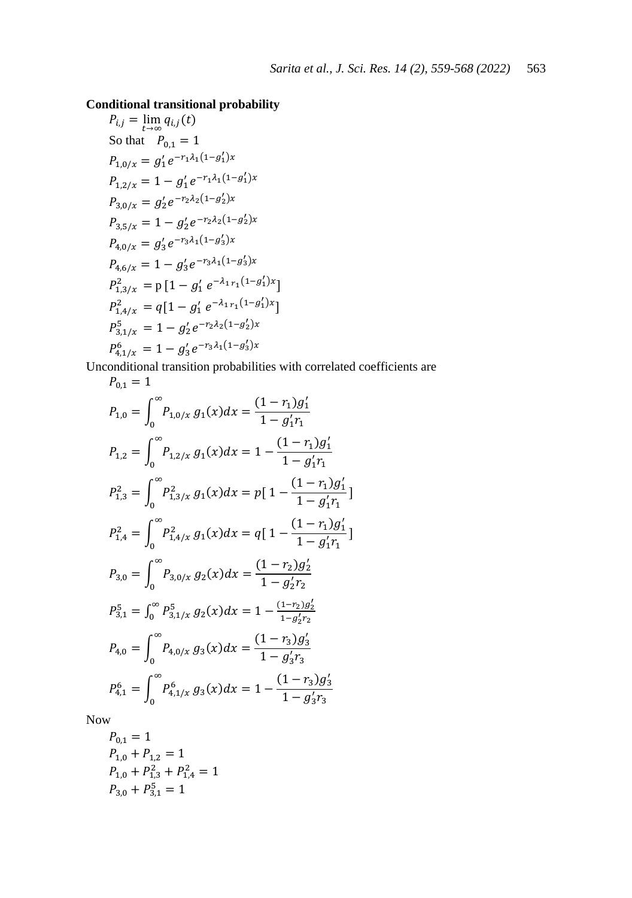**Conditional transitional probability**

$$P_{i,j} = \lim_{t\to\infty} q_{i,j}(t)$$

So that $P_{0,1} = 1$

$$P_{1,0/x} = g_1' e^{-r_1\lambda_1(1-g_1')x}$$

$$P_{1,2/x} = 1 - g_1' e^{-r_1\lambda_1(1-g_1')x}$$

$$P_{3,0/x} = g_2' e^{-r_2\lambda_2(1-g_2')x}$$

$$P_{3,5/x} = 1 - g_2' e^{-r_2\lambda_2(1-g_2')x}$$

$$P_{4,0/x} = g_3' e^{-r_3\lambda_1(1-g_3')x}$$

$$P_{4,6/x} = 1 - g_3' e^{-r_3\lambda_1(1-g_3')x}$$

$$P_{1,3/x}^2 = \text{p}\,[1 - g_1'\ e^{-\lambda_1 r_1(1-g_1')x}]$$

$$P_{1,4/x}^2 = q[1 - g_1'\ e^{-\lambda_1 r_1(1-g_1')x}]$$

$$P_{3,1/x}^5 = 1 - g_2' e^{-r_2\lambda_2(1-g_2')x}$$

$$P_{4,1/x}^6 = 1 - g_3' e^{-r_3\lambda_1(1-g_3')x}$$

Unconditional transition probabilities with correlated coefficients are

$$P_{0,1} = 1$$

$$P_{1,0} = \int_0^\infty P_{1,0/x}\, g_1(x)dx = \frac{(1-r_1)g_1'}{1-g_1'r_1}$$

$$P_{1,2} = \int_0^\infty P_{1,2/x}\, g_1(x)dx = 1 - \frac{(1-r_1)g_1'}{1-g_1'r_1}$$

$$P_{1,3}^2 = \int_0^\infty P_{1,3/x}^2\, g_1(x)dx = p[\,1 - \frac{(1-r_1)g_1'}{1-g_1'r_1}\,]$$

$$P_{1,4}^2 = \int_0^\infty P_{1,4/x}^2\, g_1(x)dx = q[\,1 - \frac{(1-r_1)g_1'}{1-g_1'r_1}\,]$$

$$P_{3,0} = \int_0^\infty P_{3,0/x}\, g_2(x)dx = \frac{(1-r_2)g_2'}{1-g_2'r_2}$$

$$P_{3,1}^5 = \int_0^\infty P_{3,1/x}^5\, g_2(x)dx = 1 - \frac{(1-r_2)g_2'}{1-g_2'r_2}$$

$$P_{4,0} = \int_0^\infty P_{4,0/x}\, g_3(x)dx = \frac{(1-r_3)g_3'}{1-g_3'r_3}$$

$$P_{4,1}^6 = \int_0^\infty P_{4,1/x}^6\, g_3(x)dx = 1 - \frac{(1-r_3)g_3'}{1-g_3'r_3}$$

Now

$$P_{0,1} = 1$$

$$P_{1,0} + P_{1,2} = 1$$

$$P_{1,0} + P_{1,3}^2 + P_{1,4}^2 = 1$$

$$P_{3,0} + P_{3,1}^5 = 1$$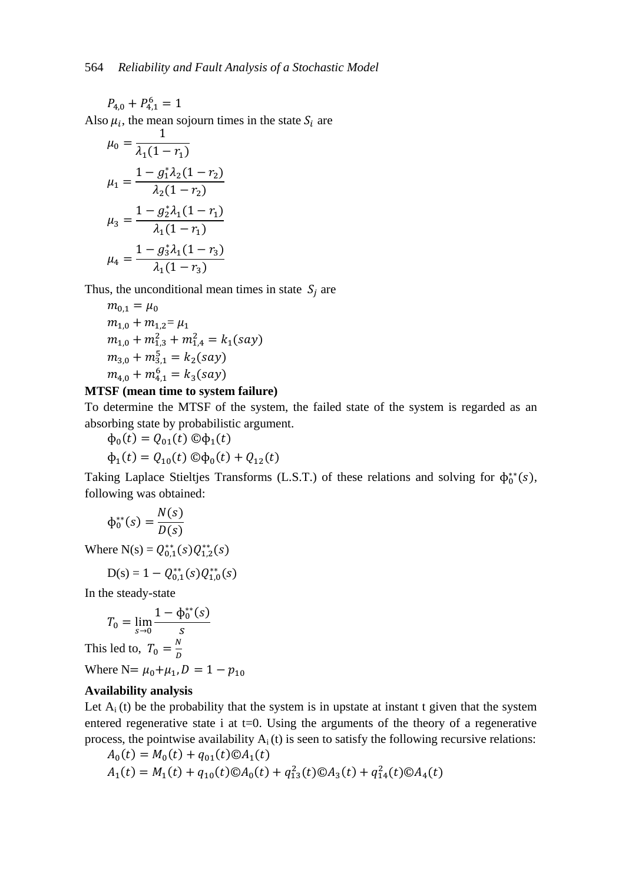$$P_{4,0} + P_{4,1}^{6} = 1$$

Also $\mu_i$, the mean sojourn times in the state $S_i$ are

$$\mu_0 = \frac{1}{\lambda_1(1-r_1)}$$

$$\mu_1 = \frac{1 - g_1^{*}\lambda_2(1-r_2)}{\lambda_2(1-r_2)}$$

$$\mu_3 = \frac{1 - g_2^{*}\lambda_1(1-r_1)}{\lambda_1(1-r_1)}$$

$$\mu_4 = \frac{1 - g_3^{*}\lambda_1(1-r_3)}{\lambda_1(1-r_3)}$$

Thus, the unconditional mean times in state $S_j$ are

$$m_{0,1} = \mu_0$$
$$m_{1,0} + m_{1,2} = \mu_1$$
$$m_{1,0} + m_{1,3}^{2} + m_{1,4}^{2} = k_1(say)$$
$$m_{3,0} + m_{3,1}^{5} = k_2(say)$$
$$m_{4,0} + m_{4,1}^{6} = k_3(say)$$

**MTSF (mean time to system failure)**

To determine the MTSF of the system, the failed state of the system is regarded as an absorbing state by probabilistic argument.

$$\phi_0(t) = Q_{01}(t) © \phi_1(t)$$
$$\phi_1(t) = Q_{10}(t) © \phi_0(t) + Q_{12}(t)$$

Taking Laplace Stieltjes Transforms (L.S.T.) of these relations and solving for $\phi_0^{**}(s)$, following was obtained:

$$\phi_0^{**}(s) = \frac{N(s)}{D(s)}$$

Where N(s) = $Q_{0,1}^{**}(s)Q_{1,2}^{**}(s)$

D(s) = $1 - Q_{0,1}^{**}(s)Q_{1,0}^{**}(s)$

In the steady-state

$$T_0 = \lim_{s \to 0} \frac{1 - \phi_0^{**}(s)}{s}$$

This led to, $T_0 = \frac{N}{D}$

Where N= $\mu_0 + \mu_1, D = 1 - p_{10}$

**Availability analysis**

Let $A_i(t)$ be the probability that the system is in upstate at instant t given that the system entered regenerative state i at t=0. Using the arguments of the theory of a regenerative process, the pointwise availability $A_i(t)$ is seen to satisfy the following recursive relations:

$$A_0(t) = M_0(t) + q_{01}(t)©A_1(t)$$
$$A_1(t) = M_1(t) + q_{10}(t)©A_0(t) + q_{13}^{2}(t)©A_3(t) + q_{14}^{2}(t)©A_4(t)$$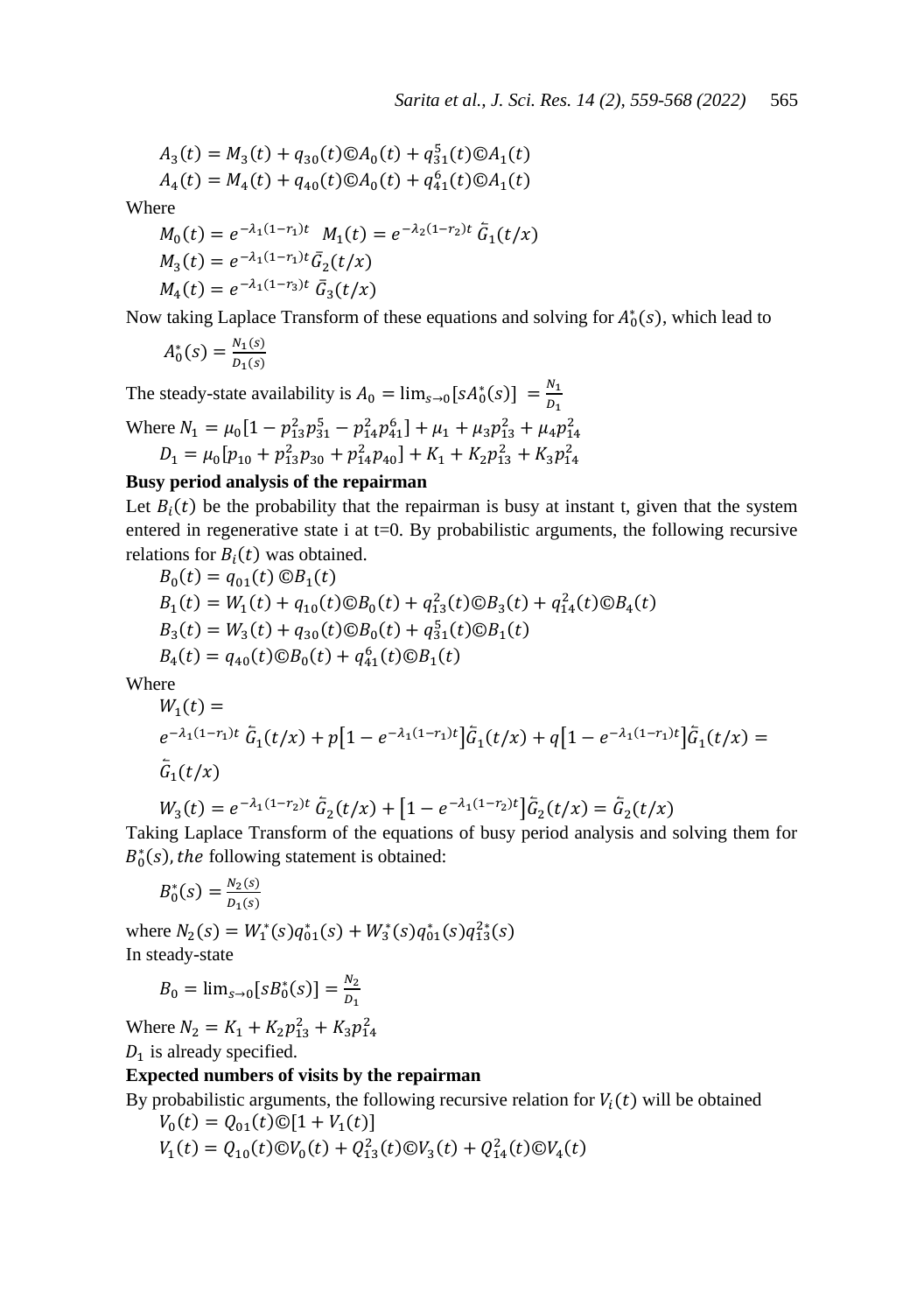$$A_3(t) = M_3(t) + q_{30}(t) © A_0(t) + q_{31}^5(t) © A_1(t)$$

$$A_4(t) = M_4(t) + q_{40}(t) © A_0(t) + q_{41}^6(t) © A_1(t)$$

Where

$$M_0(t) = e^{-\lambda_1(1-r_1)t} \quad M_1(t) = e^{-\lambda_2(1-r_2)t}\, \bar{G}_1(t/x)$$

$$M_3(t) = e^{-\lambda_1(1-r_1)t} \bar{G}_2(t/x)$$

$$M_4(t) = e^{-\lambda_1(1-r_3)t}\, \bar{G}_3(t/x)$$

Now taking Laplace Transform of these equations and solving for $A_0^*(s)$, which lead to

$$A_0^*(s) = \frac{N_1(s)}{D_1(s)}$$

The steady-state availability is $A_0 = \lim_{s\to 0}[sA_0^*(s)] = \frac{N_1}{D_1}$

Where $N_1 = \mu_0[1 - p_{13}^2 p_{31}^5 - p_{14}^2 p_{41}^6] + \mu_1 + \mu_3 p_{13}^2 + \mu_4 p_{14}^2$

$$D_1 = \mu_0[p_{10} + p_{13}^2 p_{30} + p_{14}^2 p_{40}] + K_1 + K_2 p_{13}^2 + K_3 p_{14}^2$$

**Busy period analysis of the repairman**

Let $B_i(t)$ be the probability that the repairman is busy at instant t, given that the system entered in regenerative state i at t=0. By probabilistic arguments, the following recursive relations for $B_i(t)$ was obtained.

$$B_0(t) = q_{01}(t)\, © B_1(t)$$

$$B_1(t) = W_1(t) + q_{10}(t) © B_0(t) + q_{13}^2(t) © B_3(t) + q_{14}^2(t) © B_4(t)$$

$$B_3(t) = W_3(t) + q_{30}(t) © B_0(t) + q_{31}^5(t) © B_1(t)$$

$$B_4(t) = q_{40}(t) © B_0(t) + q_{41}^6(t) © B_1(t)$$

Where

$$W_1(t) = e^{-\lambda_1(1-r_1)t}\, \bar{G}_1(t/x) + p\left[1 - e^{-\lambda_1(1-r_1)t}\right]\bar{G}_1(t/x) + q\left[1 - e^{-\lambda_1(1-r_1)t}\right]\bar{G}_1(t/x) = \bar{G}_1(t/x)$$

$$W_3(t) = e^{-\lambda_1(1-r_2)t}\, \bar{G}_2(t/x) + \left[1 - e^{-\lambda_1(1-r_2)t}\right]\bar{G}_2(t/x) = \bar{G}_2(t/x)$$

Taking Laplace Transform of the equations of busy period analysis and solving them for $B_0^*(s)$, *the* following statement is obtained:

$$B_0^*(s) = \frac{N_2(s)}{D_1(s)}$$

where $N_2(s) = W_1^*(s) q_{01}^*(s) + W_3^*(s) q_{01}^*(s) q_{13}^{2*}(s)$

In steady-state

$$B_0 = \lim_{s\to 0}[sB_0^*(s)] = \frac{N_2}{D_1}$$

Where $N_2 = K_1 + K_2 p_{13}^2 + K_3 p_{14}^2$

$D_1$ is already specified.

**Expected numbers of visits by the repairman**

By probabilistic arguments, the following recursive relation for $V_i(t)$ will be obtained

$$V_0(t) = Q_{01}(t) © [1 + V_1(t)]$$

$$V_1(t) = Q_{10}(t) © V_0(t) + Q_{13}^2(t) © V_3(t) + Q_{14}^2(t) © V_4(t)$$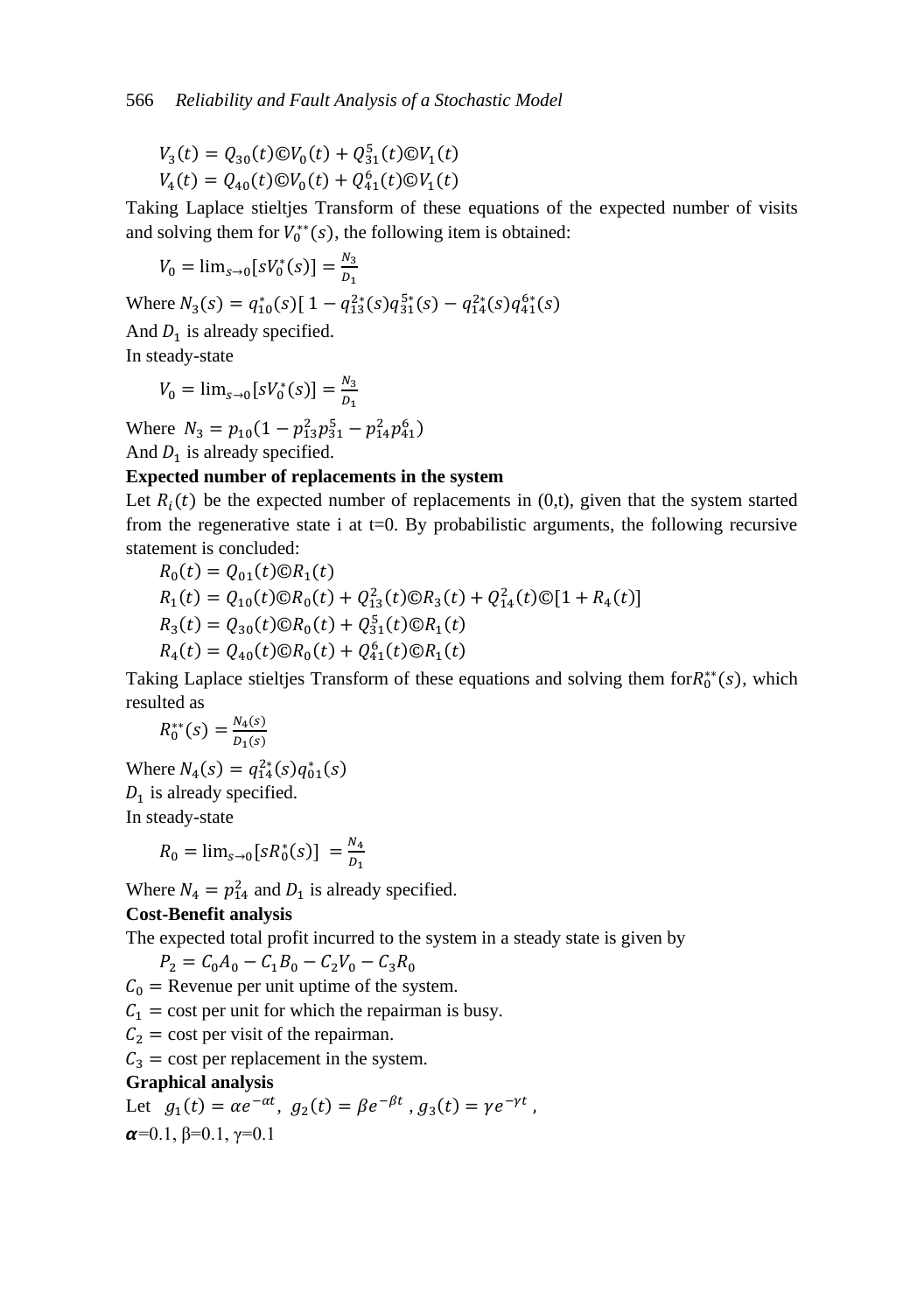$$V_3(t) = Q_{30}(t)©V_0(t) + Q_{31}^5(t)©V_1(t)$$
$$V_4(t) = Q_{40}(t)©V_0(t) + Q_{41}^6(t)©V_1(t)$$

Taking Laplace stieltjes Transform of these equations of the expected number of visits and solving them for $V_0^{**}(s)$, the following item is obtained:

$$V_0 = \lim_{s\to 0}[sV_0^*(s)] = \frac{N_3}{D_1}$$

Where $N_3(s) = q_{10}^*(s)[\,1 - q_{13}^{2*}(s)q_{31}^{5*}(s) - q_{14}^{2*}(s)q_{41}^{6*}(s)$

And $D_1$ is already specified.

In steady-state

$$V_0 = \lim_{s\to 0}[sV_0^*(s)] = \frac{N_3}{D_1}$$

Where $N_3 = p_{10}(1 - p_{13}^2 p_{31}^5 - p_{14}^2 p_{41}^6)$

And $D_1$ is already specified.

**Expected number of replacements in the system**

Let $R_i(t)$ be the expected number of replacements in (0,t), given that the system started from the regenerative state i at t=0. By probabilistic arguments, the following recursive statement is concluded:

$$R_0(t) = Q_{01}(t)©R_1(t)$$
$$R_1(t) = Q_{10}(t)©R_0(t) + Q_{13}^2(t)©R_3(t) + Q_{14}^2(t)©[1 + R_4(t)]$$
$$R_3(t) = Q_{30}(t)©R_0(t) + Q_{31}^5(t)©R_1(t)$$
$$R_4(t) = Q_{40}(t)©R_0(t) + Q_{41}^6(t)©R_1(t)$$

Taking Laplace stieltjes Transform of these equations and solving them for$R_0^{**}(s)$, which resulted as

$$R_0^{**}(s) = \frac{N_4(s)}{D_1(s)}$$

Where $N_4(s) = q_{14}^{2*}(s)q_{01}^*(s)$

$D_1$ is already specified.

In steady-state

$$R_0 = \lim_{s\to 0}[sR_0^*(s)] = \frac{N_4}{D_1}$$

Where $N_4 = p_{14}^2$ and $D_1$ is already specified.

**Cost-Benefit analysis**

The expected total profit incurred to the system in a steady state is given by

$$P_2 = C_0A_0 - C_1B_0 - C_2V_0 - C_3R_0$$

$C_0 =$ Revenue per unit uptime of the system.

$C_1 =$ cost per unit for which the repairman is busy.

$C_2 =$ cost per visit of the repairman.

$C_3 =$ cost per replacement in the system.

**Graphical analysis**

Let $g_1(t) = \alpha e^{-\alpha t}$, $g_2(t) = \beta e^{-\beta t}$, $g_3(t) = \gamma e^{-\gamma t}$,

$\alpha$=0.1, β=0.1, γ=0.1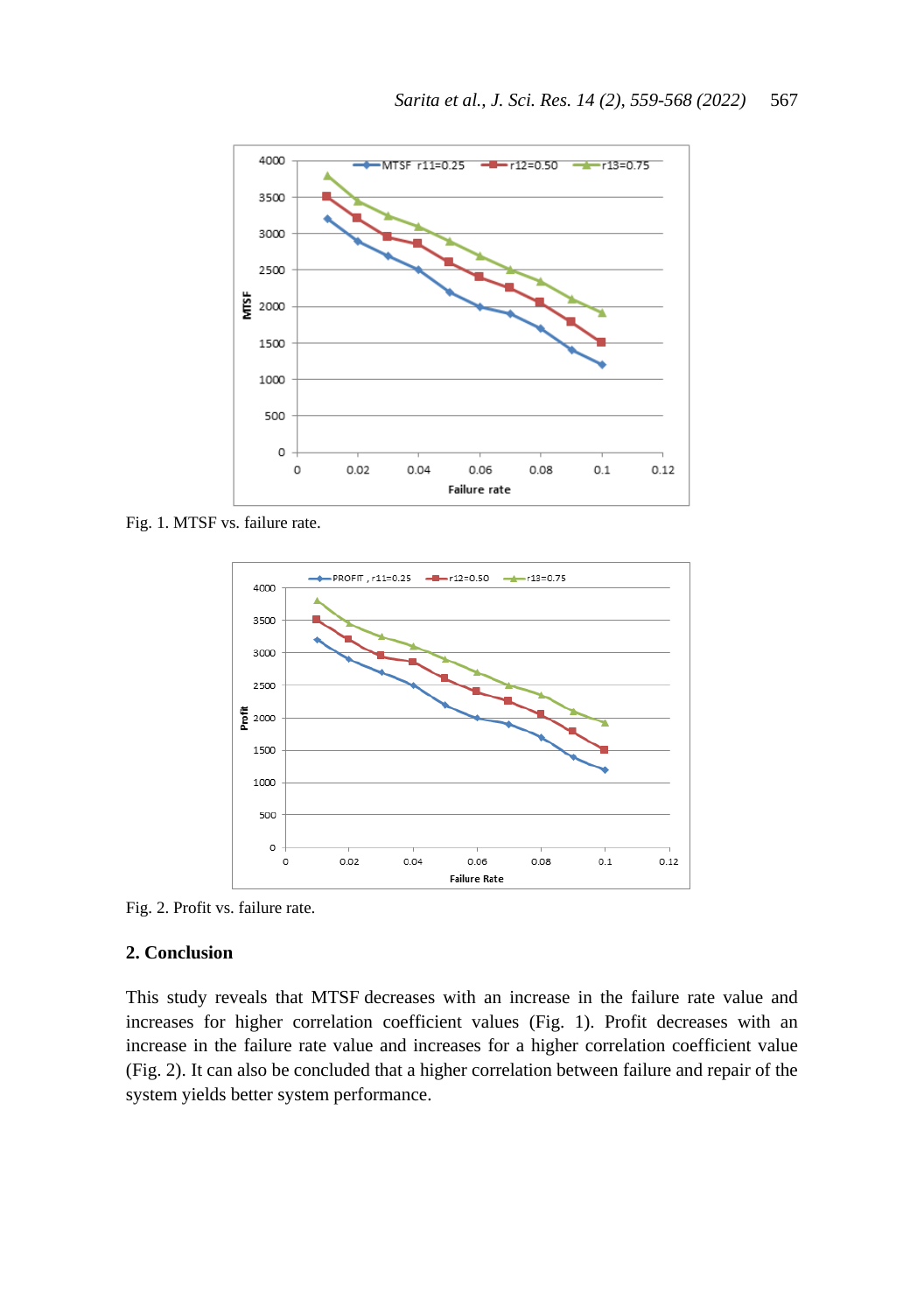4000

3500

3000

2500

2000

1500

1000

500

0

MTSF

MTSF r11=0.25 r12=0.50 r13=0.75

0 0.02 0.04 0.06 0.08 0.1 0.12

Failure rate

Fig. 1. MTSF vs. failure rate.

PROFIT , r11=0.25 r12=0.50 r13=0.75

4000

3500

3000

2500

2000

1500

1000

500

0

Profit

0 0.02 0.04 0.06 0.08 0.1 0.12

Failure Rate

Fig. 2. Profit vs. failure rate.

## 2. Conclusion

This study reveals that MTSF decreases with an increase in the failure rate value and increases for higher correlation coefficient values (Fig. 1). Profit decreases with an increase in the failure rate value and increases for a higher correlation coefficient value (Fig. 2). It can also be concluded that a higher correlation between failure and repair of the system yields better system performance.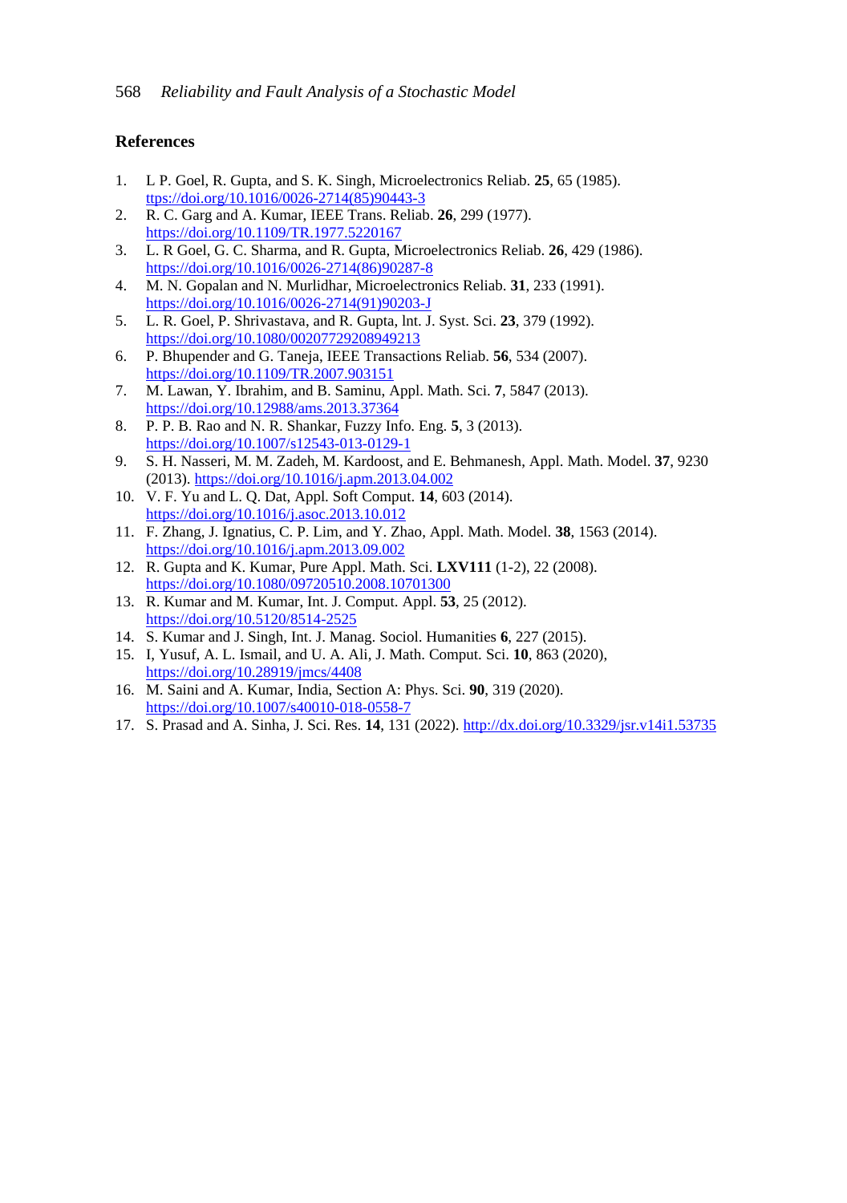## References

1. L P. Goel, R. Gupta, and S. K. Singh, Microelectronics Reliab. **25**, 65 (1985). ttps://doi.org/10.1016/0026-2714(85)90443-3
2. R. C. Garg and A. Kumar, IEEE Trans. Reliab. **26**, 299 (1977). https://doi.org/10.1109/TR.1977.5220167
3. L. R Goel, G. C. Sharma, and R. Gupta, Microelectronics Reliab. **26**, 429 (1986). https://doi.org/10.1016/0026-2714(86)90287-8
4. M. N. Gopalan and N. Murlidhar, Microelectronics Reliab. **31**, 233 (1991). https://doi.org/10.1016/0026-2714(91)90203-J
5. L. R. Goel, P. Shrivastava, and R. Gupta, lnt. J. Syst. Sci. **23**, 379 (1992). https://doi.org/10.1080/00207729208949213
6. P. Bhupender and G. Taneja, IEEE Transactions Reliab. **56**, 534 (2007). https://doi.org/10.1109/TR.2007.903151
7. M. Lawan, Y. Ibrahim, and B. Saminu, Appl. Math. Sci. **7**, 5847 (2013). https://doi.org/10.12988/ams.2013.37364
8. P. P. B. Rao and N. R. Shankar, Fuzzy Info. Eng. **5**, 3 (2013). https://doi.org/10.1007/s12543-013-0129-1
9. S. H. Nasseri, M. M. Zadeh, M. Kardoost, and E. Behmanesh, Appl. Math. Model. **37**, 9230 (2013). https://doi.org/10.1016/j.apm.2013.04.002
10. V. F. Yu and L. Q. Dat, Appl. Soft Comput. **14**, 603 (2014). https://doi.org/10.1016/j.asoc.2013.10.012
11. F. Zhang, J. Ignatius, C. P. Lim, and Y. Zhao, Appl. Math. Model. **38**, 1563 (2014). https://doi.org/10.1016/j.apm.2013.09.002
12. R. Gupta and K. Kumar, Pure Appl. Math. Sci. **LXV111** (1-2), 22 (2008). https://doi.org/10.1080/09720510.2008.10701300
13. R. Kumar and M. Kumar, Int. J. Comput. Appl. **53**, 25 (2012). https://doi.org/10.5120/8514-2525
14. S. Kumar and J. Singh, Int. J. Manag. Sociol. Humanities **6**, 227 (2015).
15. I, Yusuf, A. L. Ismail, and U. A. Ali, J. Math. Comput. Sci. **10**, 863 (2020), https://doi.org/10.28919/jmcs/4408
16. M. Saini and A. Kumar, India, Section A: Phys. Sci. **90**, 319 (2020). https://doi.org/10.1007/s40010-018-0558-7
17. S. Prasad and A. Sinha, J. Sci. Res. **14**, 131 (2022). http://dx.doi.org/10.3329/jsr.v14i1.53735